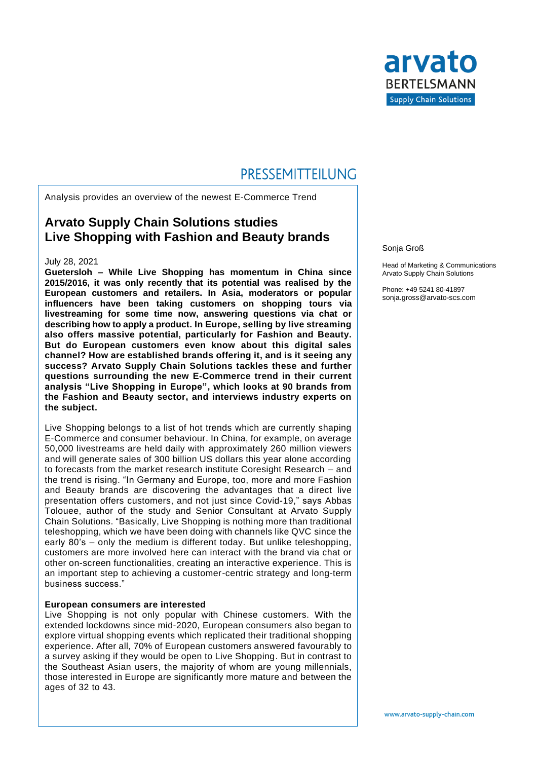PRESSEMITTEILUNG

Analysis provides an overview of the newest E-Commerce Trend

# Arvato Supply Chain Solutions studies Live Shopping with Fashion and Beauty brands

Sonja Groß

Head of Marketing & Communications
Arvato Supply Chain Solutions

Phone: +49 5241 80-41897
sonja.gross@arvato-scs.com

July 28, 2021

**Guetersloh – While Live Shopping has momentum in China since 2015/2016, it was only recently that its potential was realised by the European customers and retailers. In Asia, moderators or popular influencers have been taking customers on shopping tours via livestreaming for some time now, answering questions via chat or describing how to apply a product. In Europe, selling by live streaming also offers massive potential, particularly for Fashion and Beauty. But do European customers even know about this digital sales channel? How are established brands offering it, and is it seeing any success? Arvato Supply Chain Solutions tackles these and further questions surrounding the new E-Commerce trend in their current analysis "Live Shopping in Europe", which looks at 90 brands from the Fashion and Beauty sector, and interviews industry experts on the subject.**

Live Shopping belongs to a list of hot trends which are currently shaping E-Commerce and consumer behaviour. In China, for example, on average 50,000 livestreams are held daily with approximately 260 million viewers and will generate sales of 300 billion US dollars this year alone according to forecasts from the market research institute Coresight Research – and the trend is rising. "In Germany and Europe, too, more and more Fashion and Beauty brands are discovering the advantages that a direct live presentation offers customers, and not just since Covid-19," says Abbas Tolouee, author of the study and Senior Consultant at Arvato Supply Chain Solutions. "Basically, Live Shopping is nothing more than traditional teleshopping, which we have been doing with channels like QVC since the early 80's – only the medium is different today. But unlike teleshopping, customers are more involved here can interact with the brand via chat or other on-screen functionalities, creating an interactive experience. This is an important step to achieving a customer-centric strategy and long-term business success."

**European consumers are interested**

Live Shopping is not only popular with Chinese customers. With the extended lockdowns since mid-2020, European consumers also began to explore virtual shopping events which replicated their traditional shopping experience. After all, 70% of European customers answered favourably to a survey asking if they would be open to Live Shopping. But in contrast to the Southeast Asian users, the majority of whom are young millennials, those interested in Europe are significantly more mature and between the ages of 32 to 43.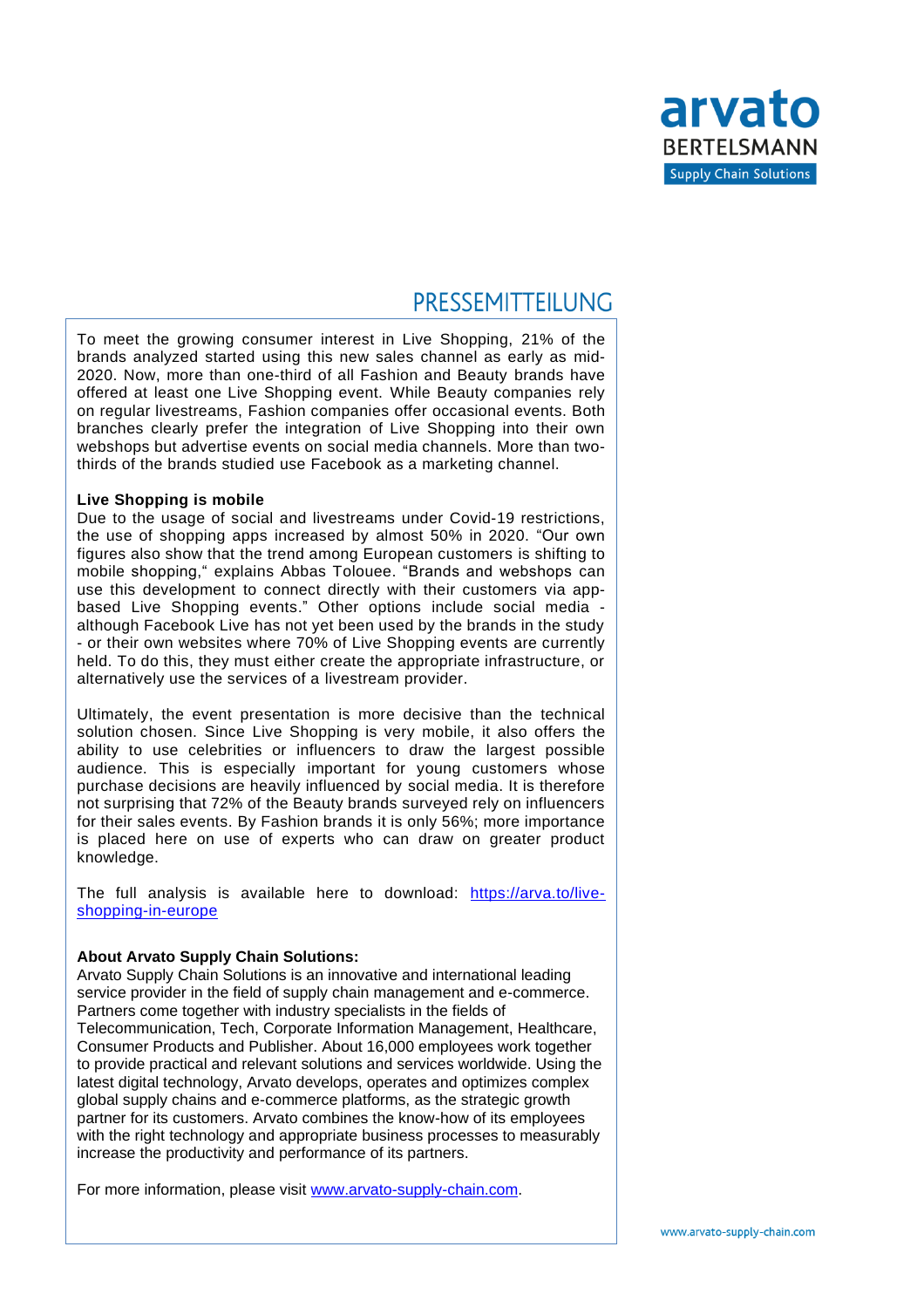# PRESSEMITTEILUNG

To meet the growing consumer interest in Live Shopping, 21% of the brands analyzed started using this new sales channel as early as mid-2020. Now, more than one-third of all Fashion and Beauty brands have offered at least one Live Shopping event. While Beauty companies rely on regular livestreams, Fashion companies offer occasional events. Both branches clearly prefer the integration of Live Shopping into their own webshops but advertise events on social media channels. More than two-thirds of the brands studied use Facebook as a marketing channel.

**Live Shopping is mobile**

Due to the usage of social and livestreams under Covid-19 restrictions, the use of shopping apps increased by almost 50% in 2020. "Our own figures also show that the trend among European customers is shifting to mobile shopping," explains Abbas Tolouee. "Brands and webshops can use this development to connect directly with their customers via app-based Live Shopping events." Other options include social media - although Facebook Live has not yet been used by the brands in the study - or their own websites where 70% of Live Shopping events are currently held. To do this, they must either create the appropriate infrastructure, or alternatively use the services of a livestream provider.

Ultimately, the event presentation is more decisive than the technical solution chosen. Since Live Shopping is very mobile, it also offers the ability to use celebrities or influencers to draw the largest possible audience. This is especially important for young customers whose purchase decisions are heavily influenced by social media. It is therefore not surprising that 72% of the Beauty brands surveyed rely on influencers for their sales events. By Fashion brands it is only 56%; more importance is placed here on use of experts who can draw on greater product knowledge.

The full analysis is available here to download: [https://arva.to/live-shopping-in-europe](https://arva.to/live-shopping-in-europe)

**About Arvato Supply Chain Solutions:**

Arvato Supply Chain Solutions is an innovative and international leading service provider in the field of supply chain management and e-commerce. Partners come together with industry specialists in the fields of Telecommunication, Tech, Corporate Information Management, Healthcare, Consumer Products and Publisher. About 16,000 employees work together to provide practical and relevant solutions and services worldwide. Using the latest digital technology, Arvato develops, operates and optimizes complex global supply chains and e-commerce platforms, as the strategic growth partner for its customers. Arvato combines the know-how of its employees with the right technology and appropriate business processes to measurably increase the productivity and performance of its partners.

For more information, please visit [www.arvato-supply-chain.com](www.arvato-supply-chain.com).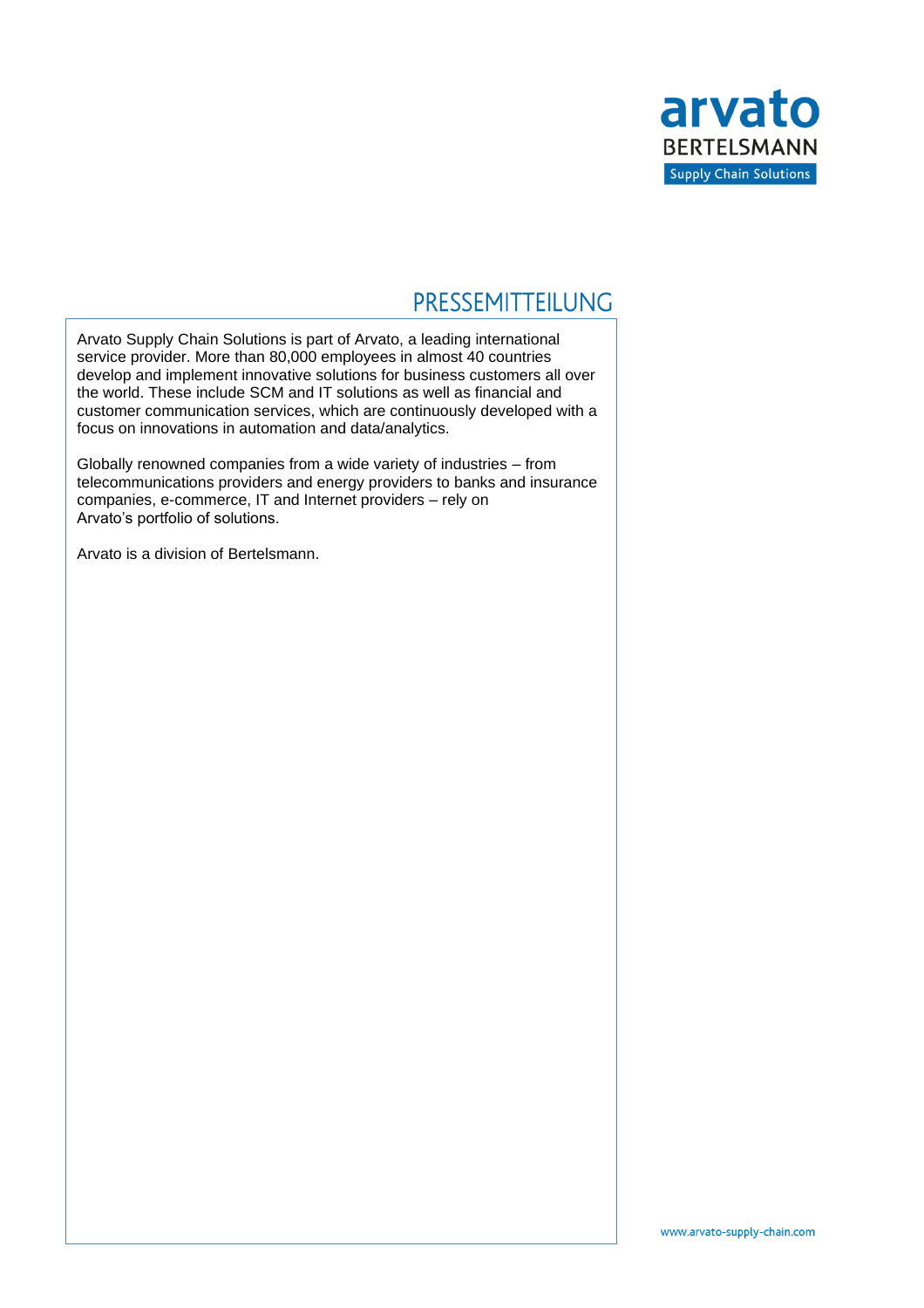# PRESSEMITTEILUNG

Arvato Supply Chain Solutions is part of Arvato, a leading international service provider. More than 80,000 employees in almost 40 countries develop and implement innovative solutions for business customers all over the world. These include SCM and IT solutions as well as financial and customer communication services, which are continuously developed with a focus on innovations in automation and data/analytics.

Globally renowned companies from a wide variety of industries – from telecommunications providers and energy providers to banks and insurance companies, e-commerce, IT and Internet providers – rely on Arvato's portfolio of solutions.

Arvato is a division of Bertelsmann.